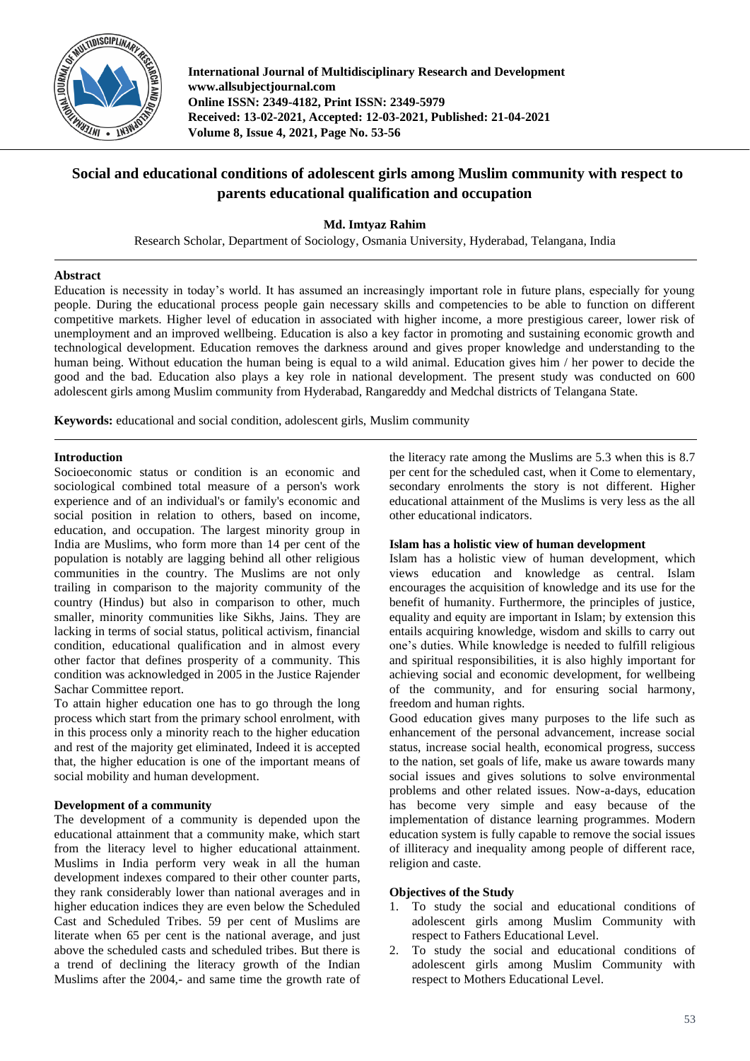# Social and educational conditions of adolescent girls among Muslim community with respect to parents educational qualification and occupation

**Md. Imtyaz Rahim**

Research Scholar, Department of Sociology, Osmania University, Hyderabad, Telangana, India

## Abstract

Education is necessity in today's world. It has assumed an increasingly important role in future plans, especially for young people. During the educational process people gain necessary skills and competencies to be able to function on different competitive markets. Higher level of education in associated with higher income, a more prestigious career, lower risk of unemployment and an improved wellbeing. Education is also a key factor in promoting and sustaining economic growth and technological development. Education removes the darkness around and gives proper knowledge and understanding to the human being. Without education the human being is equal to a wild animal. Education gives him / her power to decide the good and the bad. Education also plays a key role in national development. The present study was conducted on 600 adolescent girls among Muslim community from Hyderabad, Rangareddy and Medchal districts of Telangana State.

**Keywords:** educational and social condition, adolescent girls, Muslim community

## Introduction

Socioeconomic status or condition is an economic and sociological combined total measure of a person's work experience and of an individual's or family's economic and social position in relation to others, based on income, education, and occupation. The largest minority group in India are Muslims, who form more than 14 per cent of the population is notably are lagging behind all other religious communities in the country. The Muslims are not only trailing in comparison to the majority community of the country (Hindus) but also in comparison to other, much smaller, minority communities like Sikhs, Jains. They are lacking in terms of social status, political activism, financial condition, educational qualification and in almost every other factor that defines prosperity of a community. This condition was acknowledged in 2005 in the Justice Rajender Sachar Committee report.

To attain higher education one has to go through the long process which start from the primary school enrolment, with in this process only a minority reach to the higher education and rest of the majority get eliminated, Indeed it is accepted that, the higher education is one of the important means of social mobility and human development.

### Development of a community

The development of a community is depended upon the educational attainment that a community make, which start from the literacy level to higher educational attainment. Muslims in India perform very weak in all the human development indexes compared to their other counter parts, they rank considerably lower than national averages and in higher education indices they are even below the Scheduled Cast and Scheduled Tribes. 59 per cent of Muslims are literate when 65 per cent is the national average, and just above the scheduled casts and scheduled tribes. But there is a trend of declining the literacy growth of the Indian Muslims after the 2004,- and same time the growth rate of the literacy rate among the Muslims are 5.3 when this is 8.7 per cent for the scheduled cast, when it Come to elementary, secondary enrolments the story is not different. Higher educational attainment of the Muslims is very less as the all other educational indicators.

### Islam has a holistic view of human development

Islam has a holistic view of human development, which views education and knowledge as central. Islam encourages the acquisition of knowledge and its use for the benefit of humanity. Furthermore, the principles of justice, equality and equity are important in Islam; by extension this entails acquiring knowledge, wisdom and skills to carry out one's duties. While knowledge is needed to fulfill religious and spiritual responsibilities, it is also highly important for achieving social and economic development, for wellbeing of the community, and for ensuring social harmony, freedom and human rights.

Good education gives many purposes to the life such as enhancement of the personal advancement, increase social status, increase social health, economical progress, success to the nation, set goals of life, make us aware towards many social issues and gives solutions to solve environmental problems and other related issues. Now-a-days, education has become very simple and easy because of the implementation of distance learning programmes. Modern education system is fully capable to remove the social issues of illiteracy and inequality among people of different race, religion and caste.

### Objectives of the Study

1. To study the social and educational conditions of adolescent girls among Muslim Community with respect to Fathers Educational Level.
2. To study the social and educational conditions of adolescent girls among Muslim Community with respect to Mothers Educational Level.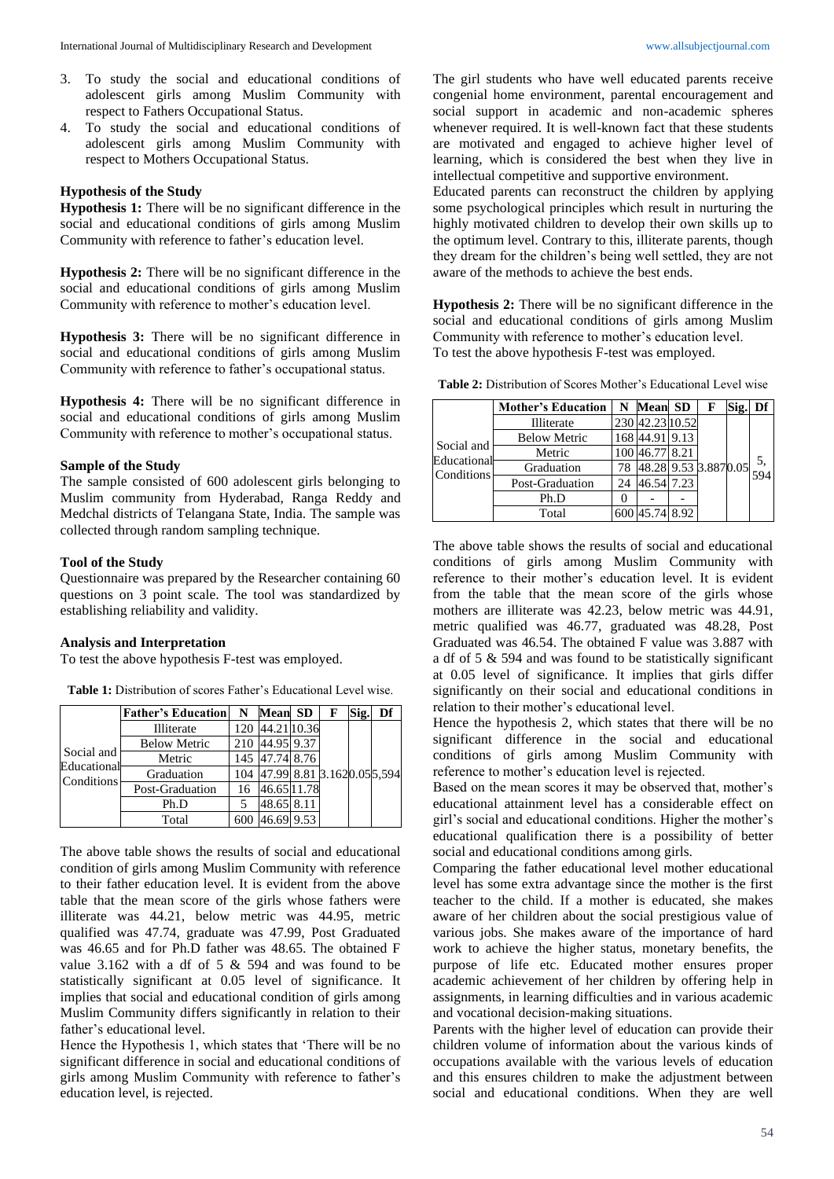3. To study the social and educational conditions of adolescent girls among Muslim Community with respect to Fathers Occupational Status.
4. To study the social and educational conditions of adolescent girls among Muslim Community with respect to Mothers Occupational Status.

### Hypothesis of the Study

**Hypothesis 1:** There will be no significant difference in the social and educational conditions of girls among Muslim Community with reference to father's education level.

**Hypothesis 2:** There will be no significant difference in the social and educational conditions of girls among Muslim Community with reference to mother's education level.

**Hypothesis 3:** There will be no significant difference in social and educational conditions of girls among Muslim Community with reference to father's occupational status.

**Hypothesis 4:** There will be no significant difference in social and educational conditions of girls among Muslim Community with reference to mother's occupational status.

### Sample of the Study

The sample consisted of 600 adolescent girls belonging to Muslim community from Hyderabad, Ranga Reddy and Medchal districts of Telangana State, India. The sample was collected through random sampling technique.

### Tool of the Study

Questionnaire was prepared by the Researcher containing 60 questions on 3 point scale. The tool was standardized by establishing reliability and validity.

### Analysis and Interpretation

To test the above hypothesis F-test was employed.

**Table 1:** Distribution of scores Father's Educational Level wise.

| | Father's Education | N | Mean | SD | F | Sig. | Df |
|---|---|---|---|---|---|---|---|
| Social and Educational Conditions | Illiterate | 120 | 44.21 | 10.36 | 3.162 | 0.05 | 5,594 |
| | Below Metric | 210 | 44.95 | 9.37 | | | |
| | Metric | 145 | 47.74 | 8.76 | | | |
| | Graduation | 104 | 47.99 | 8.81 | | | |
| | Post-Graduation | 16 | 46.65 | 11.78 | | | |
| | Ph.D | 5 | 48.65 | 8.11 | | | |
| | Total | 600 | 46.69 | 9.53 | | | |

The above table shows the results of social and educational condition of girls among Muslim Community with reference to their father education level. It is evident from the above table that the mean score of the girls whose fathers were illiterate was 44.21, below metric was 44.95, metric qualified was 47.74, graduate was 47.99, Post Graduated was 46.65 and for Ph.D father was 48.65. The obtained F value 3.162 with a df of 5 & 594 and was found to be statistically significant at 0.05 level of significance. It implies that social and educational condition of girls among Muslim Community differs significantly in relation to their father's educational level.

Hence the Hypothesis 1, which states that 'There will be no significant difference in social and educational conditions of girls among Muslim Community with reference to father's education level, is rejected.

The girl students who have well educated parents receive congenial home environment, parental encouragement and social support in academic and non-academic spheres whenever required. It is well-known fact that these students are motivated and engaged to achieve higher level of learning, which is considered the best when they live in intellectual competitive and supportive environment.

Educated parents can reconstruct the children by applying some psychological principles which result in nurturing the highly motivated children to develop their own skills up to the optimum level. Contrary to this, illiterate parents, though they dream for the children's being well settled, they are not aware of the methods to achieve the best ends.

**Hypothesis 2:** There will be no significant difference in the social and educational conditions of girls among Muslim Community with reference to mother's education level.

To test the above hypothesis F-test was employed.

**Table 2:** Distribution of Scores Mother's Educational Level wise

| | Mother's Education | N | Mean | SD | F | Sig. | Df |
|---|---|---|---|---|---|---|---|
| Social and Educational Conditions | Illiterate | 230 | 42.23 | 10.52 | 3.887 | 0.05 | 5, 594 |
| | Below Metric | 168 | 44.91 | 9.13 | | | |
| | Metric | 100 | 46.77 | 8.21 | | | |
| | Graduation | 78 | 48.28 | 9.53 | | | |
| | Post-Graduation | 24 | 46.54 | 7.23 | | | |
| | Ph.D | 0 | - | - | | | |
| | Total | 600 | 45.74 | 8.92 | | | |

The above table shows the results of social and educational conditions of girls among Muslim Community with reference to their mother's education level. It is evident from the table that the mean score of the girls whose mothers are illiterate was 42.23, below metric was 44.91, metric qualified was 46.77, graduated was 48.28, Post Graduated was 46.54. The obtained F value was 3.887 with a df of 5 & 594 and was found to be statistically significant at 0.05 level of significance. It implies that girls differ significantly on their social and educational conditions in relation to their mother's educational level.

Hence the hypothesis 2, which states that there will be no significant difference in the social and educational conditions of girls among Muslim Community with reference to mother's education level is rejected.

Based on the mean scores it may be observed that, mother's educational attainment level has a considerable effect on girl's social and educational conditions. Higher the mother's educational qualification there is a possibility of better social and educational conditions among girls.

Comparing the father educational level mother educational level has some extra advantage since the mother is the first teacher to the child. If a mother is educated, she makes aware of her children about the social prestigious value of various jobs. She makes aware of the importance of hard work to achieve the higher status, monetary benefits, the purpose of life etc. Educated mother ensures proper academic achievement of her children by offering help in assignments, in learning difficulties and in various academic and vocational decision-making situations.

Parents with the higher level of education can provide their children volume of information about the various kinds of occupations available with the various levels of education and this ensures children to make the adjustment between social and educational conditions. When they are well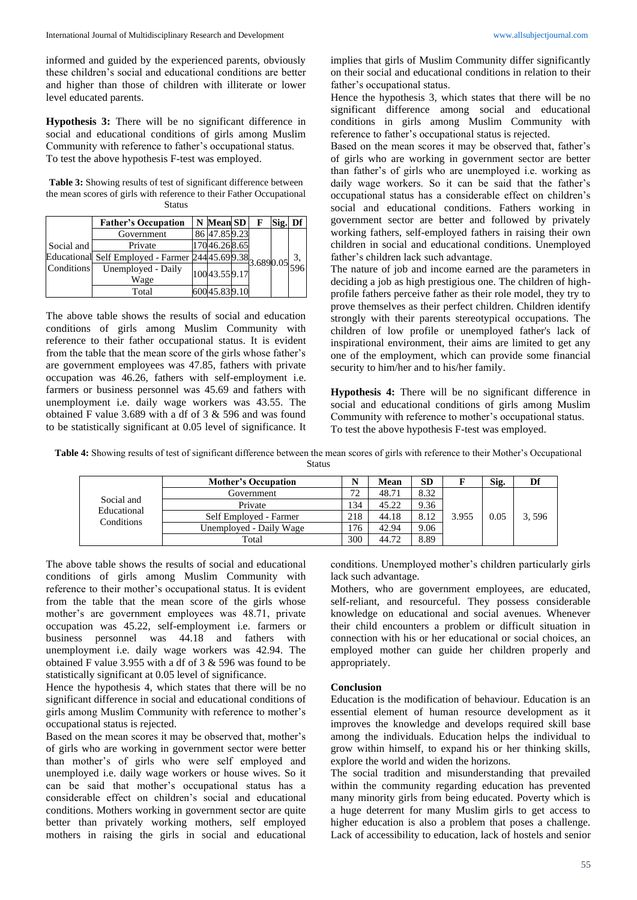informed and guided by the experienced parents, obviously these children's social and educational conditions are better and higher than those of children with illiterate or lower level educated parents.

**Hypothesis 3:** There will be no significant difference in social and educational conditions of girls among Muslim Community with reference to father's occupational status.
To test the above hypothesis F-test was employed.

**Table 3:** Showing results of test of significant difference between the mean scores of girls with reference to their Father Occupational Status

| | Father's Occupation | N | Mean | SD | F | Sig. | Df |
|---|---|---|---|---|---|---|---|
| Social and Educational Conditions | Government | 86 | 47.85 | 9.23 | 3.689 | 0.05 | 3, 596 |
| | Private | 170 | 46.26 | 8.65 | | | |
| | Self Employed - Farmer | 244 | 45.69 | 9.38 | | | |
| | Unemployed - Daily Wage | 100 | 43.55 | 9.17 | | | |
| | Total | 600 | 45.83 | 9.10 | | | |

The above table shows the results of social and education conditions of girls among Muslim Community with reference to their father occupational status. It is evident from the table that the mean score of the girls whose father's are government employees was 47.85, fathers with private occupation was 46.26, fathers with self-employment i.e. farmers or business personnel was 45.69 and fathers with unemployment i.e. daily wage workers was 43.55. The obtained F value 3.689 with a df of 3 & 596 and was found to be statistically significant at 0.05 level of significance. It implies that girls of Muslim Community differ significantly on their social and educational conditions in relation to their father's occupational status.

Hence the hypothesis 3, which states that there will be no significant difference among social and educational conditions in girls among Muslim Community with reference to father's occupational status is rejected.

Based on the mean scores it may be observed that, father's of girls who are working in government sector are better than father's of girls who are unemployed i.e. working as daily wage workers. So it can be said that the father's occupational status has a considerable effect on children's social and educational conditions. Fathers working in government sector are better and followed by privately working fathers, self-employed fathers in raising their own children in social and educational conditions. Unemployed father's children lack such advantage.

The nature of job and income earned are the parameters in deciding a job as high prestigious one. The children of high-profile fathers perceive father as their role model, they try to prove themselves as their perfect children. Children identify strongly with their parents stereotypical occupations. The children of low profile or unemployed father's lack of inspirational environment, their aims are limited to get any one of the employment, which can provide some financial security to him/her and to his/her family.

**Hypothesis 4:** There will be no significant difference in social and educational conditions of girls among Muslim Community with reference to mother's occupational status.
To test the above hypothesis F-test was employed.

**Table 4:** Showing results of test of significant difference between the mean scores of girls with reference to their Mother's Occupational Status

| | Mother's Occupation | N | Mean | SD | F | Sig. | Df |
|---|---|---|---|---|---|---|---|
| Social and Educational Conditions | Government | 72 | 48.71 | 8.32 | 3.955 | 0.05 | 3, 596 |
| | Private | 134 | 45.22 | 9.36 | | | |
| | Self Employed - Farmer | 218 | 44.18 | 8.12 | | | |
| | Unemployed - Daily Wage | 176 | 42.94 | 9.06 | | | |
| | Total | 300 | 44.72 | 8.89 | | | |

The above table shows the results of social and educational conditions of girls among Muslim Community with reference to their mother's occupational status. It is evident from the table that the mean score of the girls whose mother's are government employees was 48.71, private occupation was 45.22, self-employment i.e. farmers or business personnel was 44.18 and fathers with unemployment i.e. daily wage workers was 42.94. The obtained F value 3.955 with a df of 3 & 596 was found to be statistically significant at 0.05 level of significance.

Hence the hypothesis 4, which states that there will be no significant difference in social and educational conditions of girls among Muslim Community with reference to mother's occupational status is rejected.

Based on the mean scores it may be observed that, mother's of girls who are working in government sector were better than mother's of girls who were self employed and unemployed i.e. daily wage workers or house wives. So it can be said that mother's occupational status has a considerable effect on children's social and educational conditions. Mothers working in government sector are quite better than privately working mothers, self employed mothers in raising the girls in social and educational conditions. Unemployed mother's children particularly girls lack such advantage.

Mothers, who are government employees, are educated, self-reliant, and resourceful. They possess considerable knowledge on educational and social avenues. Whenever their child encounters a problem or difficult situation in connection with his or her educational or social choices, an employed mother can guide her children properly and appropriately.

## Conclusion

Education is the modification of behaviour. Education is an essential element of human resource development as it improves the knowledge and develops required skill base among the individuals. Education helps the individual to grow within himself, to expand his or her thinking skills, explore the world and widen the horizons.

The social tradition and misunderstanding that prevailed within the community regarding education has prevented many minority girls from being educated. Poverty which is a huge deterrent for many Muslim girls to get access to higher education is also a problem that poses a challenge. Lack of accessibility to education, lack of hostels and senior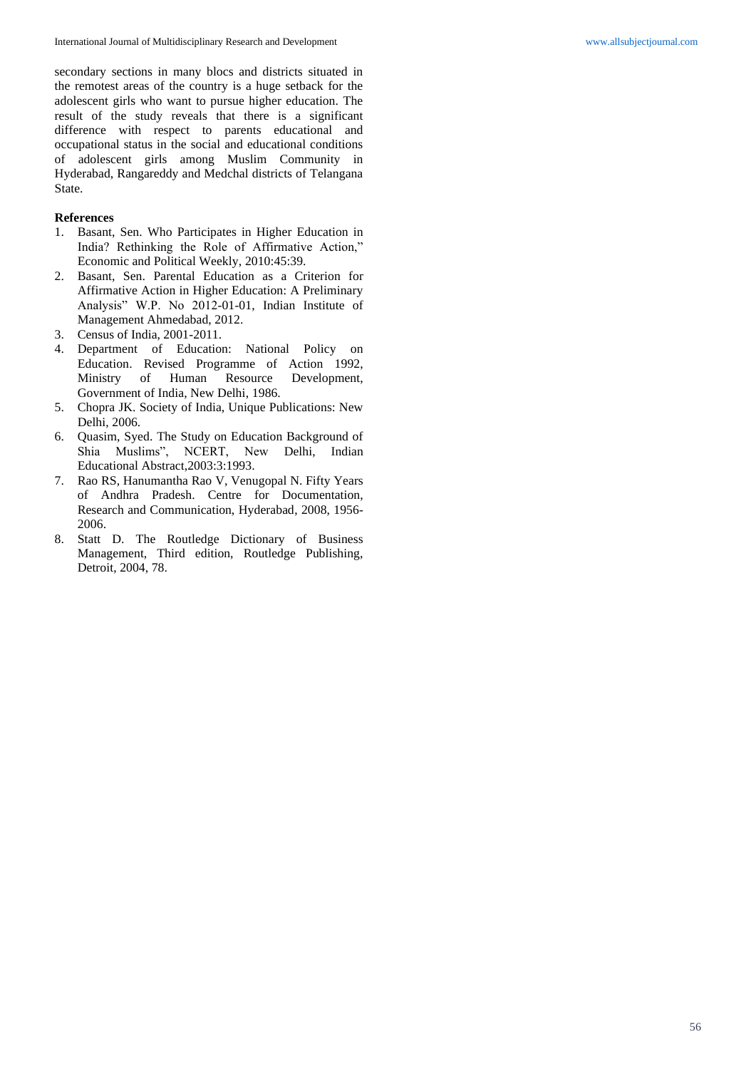secondary sections in many blocs and districts situated in the remotest areas of the country is a huge setback for the adolescent girls who want to pursue higher education. The result of the study reveals that there is a significant difference with respect to parents educational and occupational status in the social and educational conditions of adolescent girls among Muslim Community in Hyderabad, Rangareddy and Medchal districts of Telangana State.

## References

1. Basant, Sen. Who Participates in Higher Education in India? Rethinking the Role of Affirmative Action," Economic and Political Weekly, 2010:45:39.
2. Basant, Sen. Parental Education as a Criterion for Affirmative Action in Higher Education: A Preliminary Analysis" W.P. No 2012-01-01, Indian Institute of Management Ahmedabad, 2012.
3. Census of India, 2001-2011.
4. Department of Education: National Policy on Education. Revised Programme of Action 1992, Ministry of Human Resource Development, Government of India, New Delhi, 1986.
5. Chopra JK. Society of India, Unique Publications: New Delhi, 2006.
6. Quasim, Syed. The Study on Education Background of Shia Muslims", NCERT, New Delhi, Indian Educational Abstract,2003:3:1993.
7. Rao RS, Hanumantha Rao V, Venugopal N. Fifty Years of Andhra Pradesh. Centre for Documentation, Research and Communication, Hyderabad, 2008, 1956-2006.
8. Statt D. The Routledge Dictionary of Business Management, Third edition, Routledge Publishing, Detroit, 2004, 78.